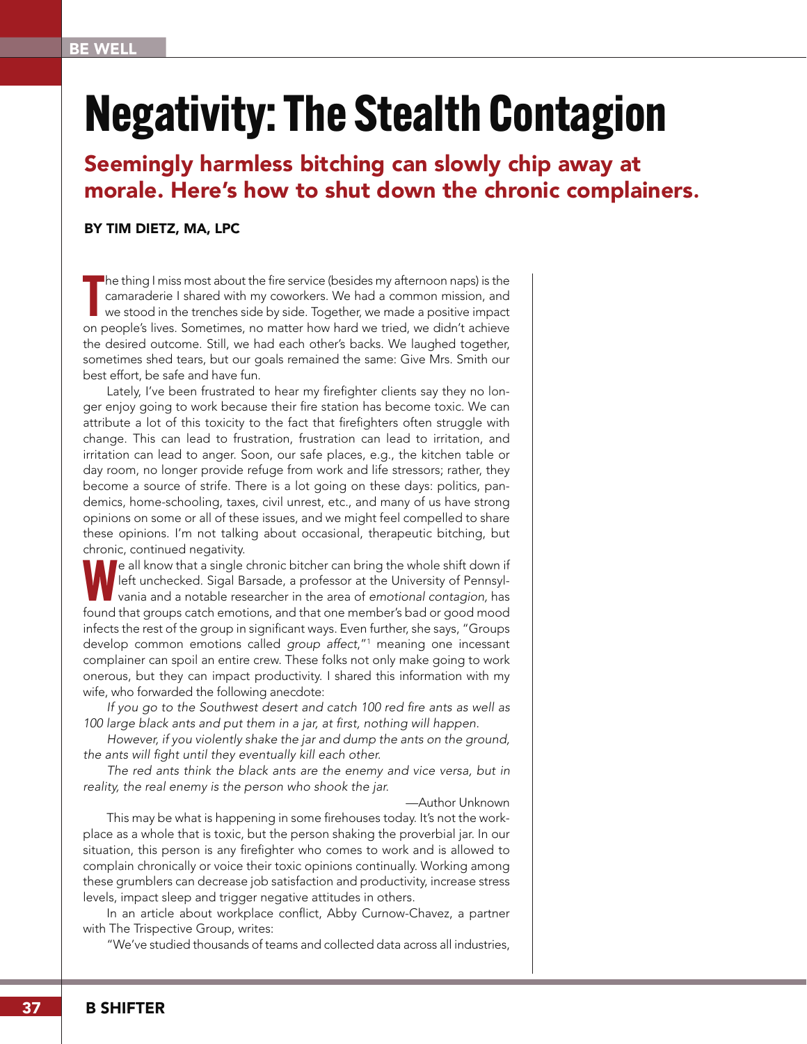BE WELL

# Negativity: The Stealth Contagion

## Seemingly harmless bitching can slowly chip away at morale. Here's how to shut down the chronic complainers.

**BY TIM DIETZ, MA, LPC**

The thing I miss most about the fire service (besides my afternoon naps) is the camaraderie I shared with my coworkers. We had a common mission, and we stood in the trenches side by side. Together, we made a positive impact on people's lives. Sometimes, no matter how hard we tried, we didn't achieve the desired outcome. Still, we had each other's backs. We laughed together, sometimes shed tears, but our goals remained the same: Give Mrs. Smith our best effort, be safe and have fun.

Lately, I've been frustrated to hear my firefighter clients say they no longer enjoy going to work because their fire station has become toxic. We can attribute a lot of this toxicity to the fact that firefighters often struggle with change. This can lead to frustration, frustration can lead to irritation, and irritation can lead to anger. Soon, our safe places, e.g., the kitchen table or day room, no longer provide refuge from work and life stressors; rather, they become a source of strife. There is a lot going on these days: politics, pandemics, home-schooling, taxes, civil unrest, etc., and many of us have strong opinions on some or all of these issues, and we might feel compelled to share these opinions. I'm not talking about occasional, therapeutic bitching, but chronic, continued negativity.

We all know that a single chronic bitcher can bring the whole shift down if left unchecked. Sigal Barsade, a professor at the University of Pennsylvania and a notable researcher in the area of *emotional contagion*, has found that groups catch emotions, and that one member's bad or good mood infects the rest of the group in significant ways. Even further, she says, "Groups develop common emotions called *group affect*,"[1] meaning one incessant complainer can spoil an entire crew. These folks not only make going to work onerous, but they can impact productivity. I shared this information with my wife, who forwarded the following anecdote:

*If you go to the Southwest desert and catch 100 red fire ants as well as 100 large black ants and put them in a jar, at first, nothing will happen.*

*However, if you violently shake the jar and dump the ants on the ground, the ants will fight until they eventually kill each other.*

*The red ants think the black ants are the enemy and vice versa, but in reality, the real enemy is the person who shook the jar.*

—Author Unknown

This may be what is happening in some firehouses today. It's not the workplace as a whole that is toxic, but the person shaking the proverbial jar. In our situation, this person is any firefighter who comes to work and is allowed to complain chronically or voice their toxic opinions continually. Working among these grumblers can decrease job satisfaction and productivity, increase stress levels, impact sleep and trigger negative attitudes in others.

In an article about workplace conflict, Abby Curnow-Chavez, a partner with The Trispective Group, writes:

"We've studied thousands of teams and collected data across all industries,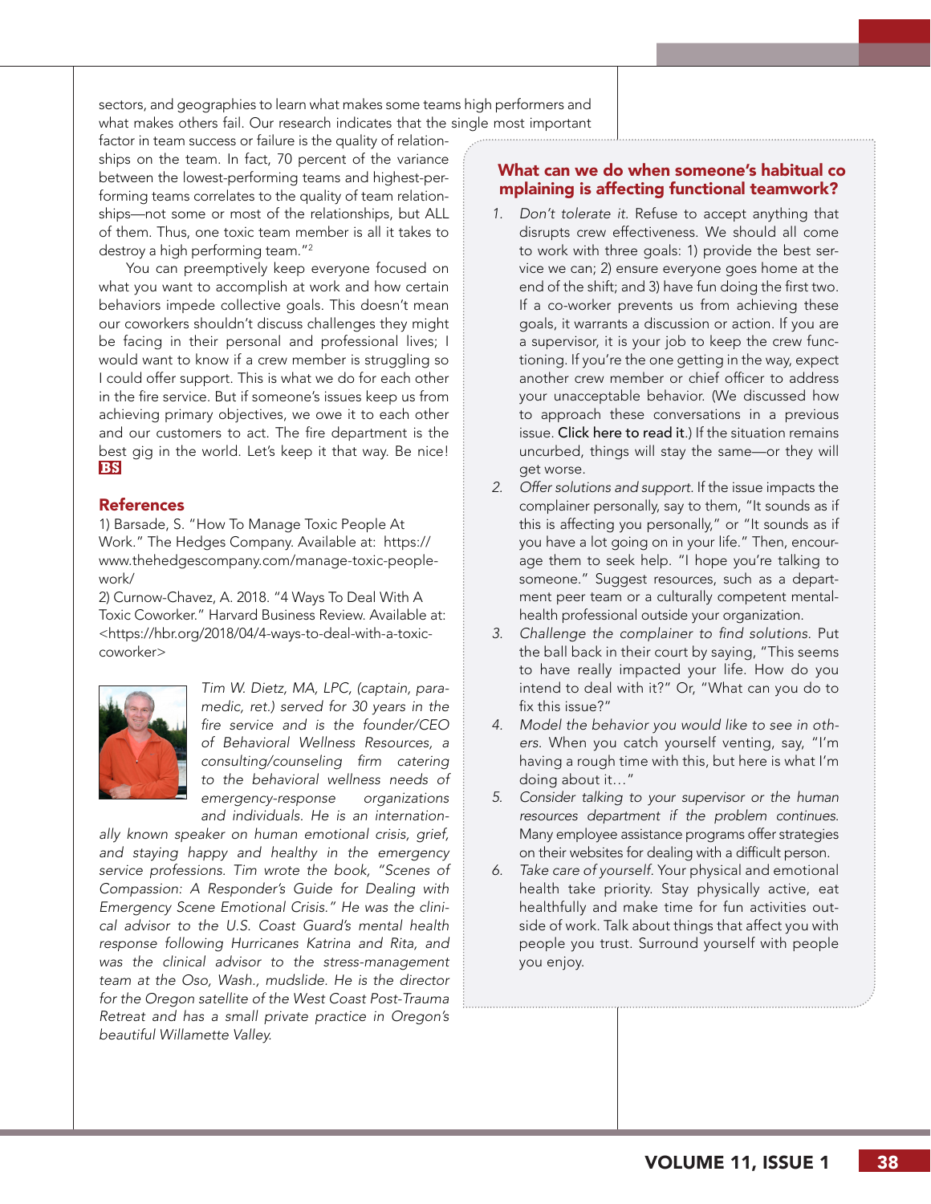sectors, and geographies to learn what makes some teams high performers and what makes others fail. Our research indicates that the single most important factor in team success or failure is the quality of relationships on the team. In fact, 70 percent of the variance between the lowest-performing teams and highest-performing teams correlates to the quality of team relationships—not some or most of the relationships, but ALL of them. Thus, one toxic team member is all it takes to destroy a high performing team."[2]

You can preemptively keep everyone focused on what you want to accomplish at work and how certain behaviors impede collective goals. This doesn't mean our coworkers shouldn't discuss challenges they might be facing in their personal and professional lives; I would want to know if a crew member is struggling so I could offer support. This is what we do for each other in the fire service. But if someone's issues keep us from achieving primary objectives, we owe it to each other and our customers to act. The fire department is the best gig in the world. Let's keep it that way. Be nice! **BS**

## References

1) Barsade, S. "How To Manage Toxic People At Work." The Hedges Company. Available at: https://www.thehedgescompany.com/manage-toxic-people-work/

2) Curnow-Chavez, A. 2018. "4 Ways To Deal With A Toxic Coworker." Harvard Business Review. Available at: <https://hbr.org/2018/04/4-ways-to-deal-with-a-toxic-coworker>

*Tim W. Dietz, MA, LPC, (captain, paramedic, ret.) served for 30 years in the fire service and is the founder/CEO of Behavioral Wellness Resources, a consulting/counseling firm catering to the behavioral wellness needs of emergency-response organizations and individuals. He is an internationally known speaker on human emotional crisis, grief, and staying happy and healthy in the emergency service professions. Tim wrote the book, "Scenes of Compassion: A Responder's Guide for Dealing with Emergency Scene Emotional Crisis." He was the clinical advisor to the U.S. Coast Guard's mental health response following Hurricanes Katrina and Rita, and was the clinical advisor to the stress-management team at the Oso, Wash., mudslide. He is the director for the Oregon satellite of the West Coast Post-Trauma Retreat and has a small private practice in Oregon's beautiful Willamette Valley.*

## What can we do when someone's habitual complaining is affecting functional teamwork?

1. *Don't tolerate it.* Refuse to accept anything that disrupts crew effectiveness. We should all come to work with three goals: 1) provide the best service we can; 2) ensure everyone goes home at the end of the shift; and 3) have fun doing the first two. If a co-worker prevents us from achieving these goals, it warrants a discussion or action. If you are a supervisor, it is your job to keep the crew functioning. If you're the one getting in the way, expect another crew member or chief officer to address your unacceptable behavior. (We discussed how to approach these conversations in a previous issue. Click here to read it.) If the situation remains uncurbed, things will stay the same—or they will get worse.
2. *Offer solutions and support.* If the issue impacts the complainer personally, say to them, "It sounds as if this is affecting you personally," or "It sounds as if you have a lot going on in your life." Then, encourage them to seek help. "I hope you're talking to someone." Suggest resources, such as a department peer team or a culturally competent mental-health professional outside your organization.
3. *Challenge the complainer to find solutions.* Put the ball back in their court by saying, "This seems to have really impacted your life. How do you intend to deal with it?" Or, "What can you do to fix this issue?"
4. *Model the behavior you would like to see in others.* When you catch yourself venting, say, "I'm having a rough time with this, but here is what I'm doing about it…"
5. *Consider talking to your supervisor or the human resources department if the problem continues.* Many employee assistance programs offer strategies on their websites for dealing with a difficult person.
6. *Take care of yourself.* Your physical and emotional health take priority. Stay physically active, eat healthfully and make time for fun activities outside of work. Talk about things that affect you with people you trust. Surround yourself with people you enjoy.